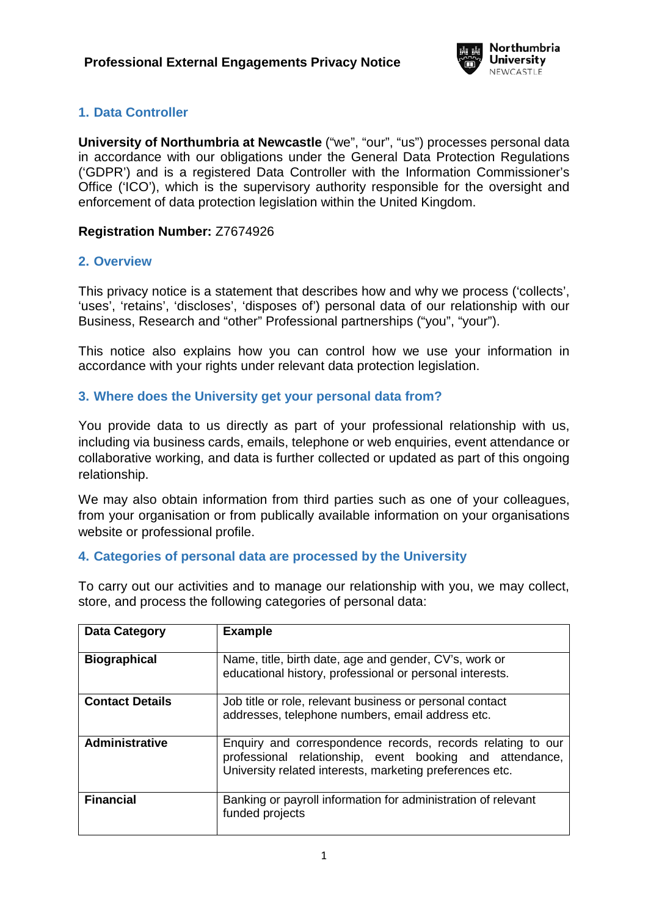# Professional External Engagements Privacy Notice

## 1. Data Controller

**University of Northumbria at Newcastle** ("we", "our", "us") processes personal data in accordance with our obligations under the General Data Protection Regulations ('GDPR') and is a registered Data Controller with the Information Commissioner's Office ('ICO'), which is the supervisory authority responsible for the oversight and enforcement of data protection legislation within the United Kingdom.

**Registration Number:** Z7674926

## 2. Overview

This privacy notice is a statement that describes how and why we process ('collects', 'uses', 'retains', 'discloses', 'disposes of') personal data of our relationship with our Business, Research and "other" Professional partnerships ("you", "your").

This notice also explains how you can control how we use your information in accordance with your rights under relevant data protection legislation.

## 3. Where does the University get your personal data from?

You provide data to us directly as part of your professional relationship with us, including via business cards, emails, telephone or web enquiries, event attendance or collaborative working, and data is further collected or updated as part of this ongoing relationship.

We may also obtain information from third parties such as one of your colleagues, from your organisation or from publically available information on your organisations website or professional profile.

## 4. Categories of personal data are processed by the University

To carry out our activities and to manage our relationship with you, we may collect, store, and process the following categories of personal data:

| Data Category | Example |
|---|---|
| **Biographical** | Name, title, birth date, age and gender, CV's, work or educational history, professional or personal interests. |
| **Contact Details** | Job title or role, relevant business or personal contact addresses, telephone numbers, email address etc. |
| **Administrative** | Enquiry and correspondence records, records relating to our professional relationship, event booking and attendance, University related interests, marketing preferences etc. |
| **Financial** | Banking or payroll information for administration of relevant funded projects |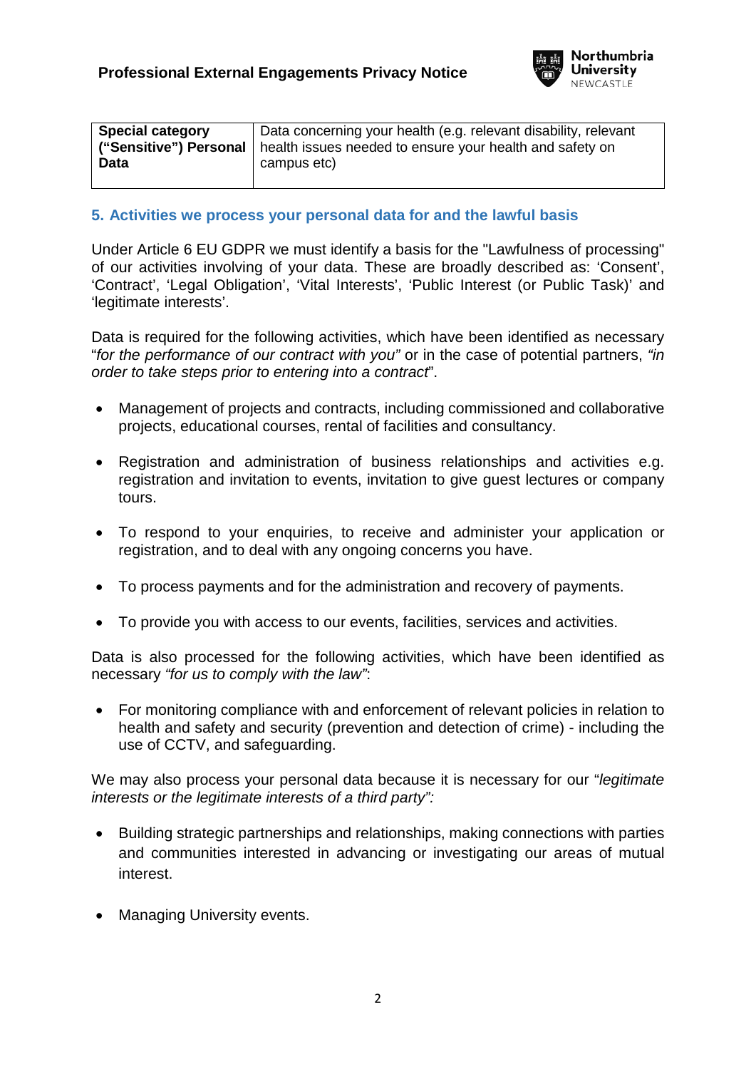| Special category ("Sensitive") Personal Data | Data concerning your health (e.g. relevant disability, relevant health issues needed to ensure your health and safety on campus etc) |
|---|---|

## 5. Activities we process your personal data for and the lawful basis

Under Article 6 EU GDPR we must identify a basis for the "Lawfulness of processing" of our activities involving of your data. These are broadly described as: 'Consent', 'Contract', 'Legal Obligation', 'Vital Interests', 'Public Interest (or Public Task)' and 'legitimate interests'.

Data is required for the following activities, which have been identified as necessary "*for the performance of our contract with you"* or in the case of potential partners, *"in order to take steps prior to entering into a contract*".

- Management of projects and contracts, including commissioned and collaborative projects, educational courses, rental of facilities and consultancy.
- Registration and administration of business relationships and activities e.g. registration and invitation to events, invitation to give guest lectures or company tours.
- To respond to your enquiries, to receive and administer your application or registration, and to deal with any ongoing concerns you have.
- To process payments and for the administration and recovery of payments.
- To provide you with access to our events, facilities, services and activities.

Data is also processed for the following activities, which have been identified as necessary *"for us to comply with the law"*:

- For monitoring compliance with and enforcement of relevant policies in relation to health and safety and security (prevention and detection of crime) - including the use of CCTV, and safeguarding.

We may also process your personal data because it is necessary for our "*legitimate interests or the legitimate interests of a third party":*

- Building strategic partnerships and relationships, making connections with parties and communities interested in advancing or investigating our areas of mutual interest.
- Managing University events.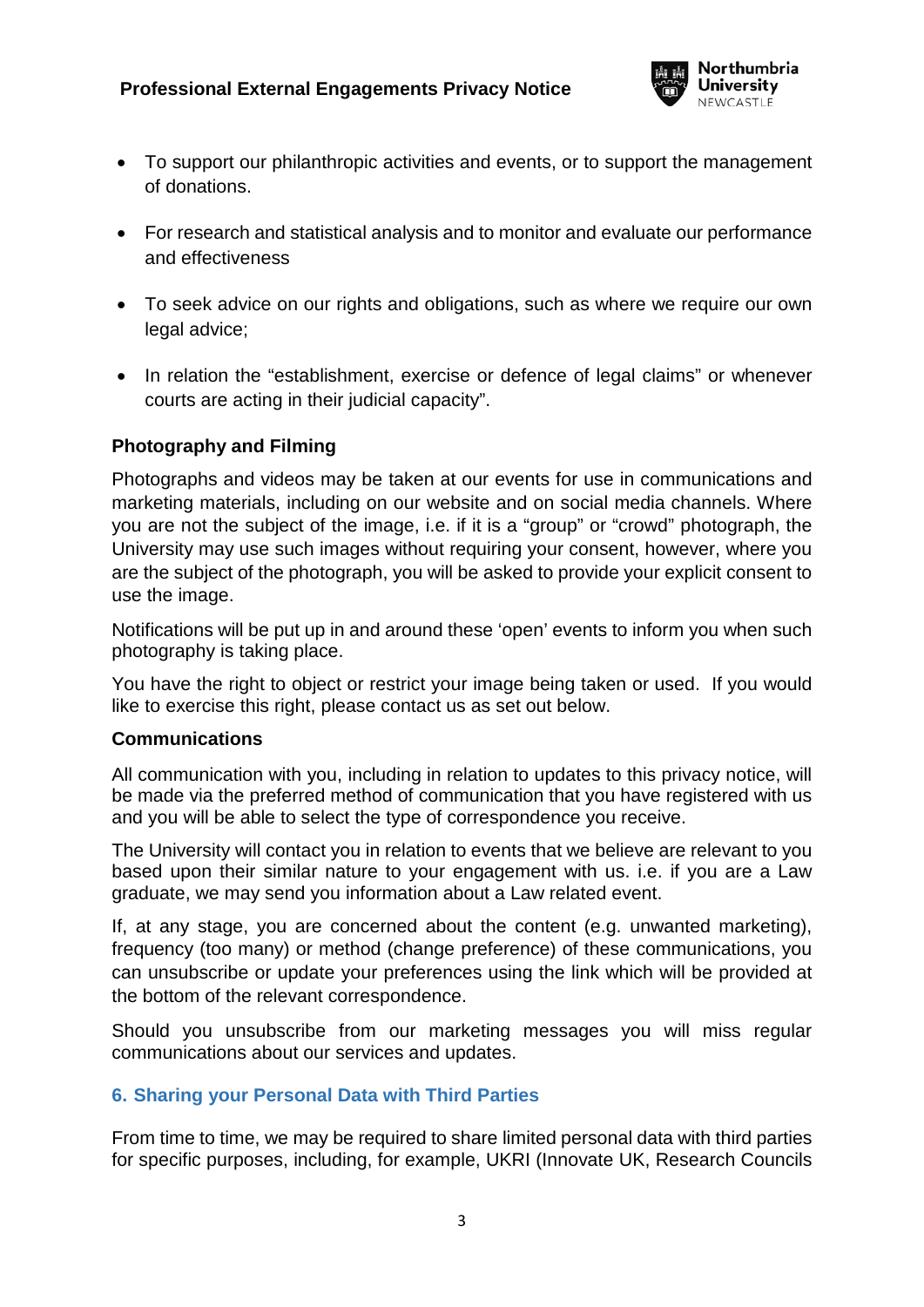- To support our philanthropic activities and events, or to support the management of donations.
- For research and statistical analysis and to monitor and evaluate our performance and effectiveness
- To seek advice on our rights and obligations, such as where we require our own legal advice;
- In relation the "establishment, exercise or defence of legal claims" or whenever courts are acting in their judicial capacity".

**Photography and Filming**

Photographs and videos may be taken at our events for use in communications and marketing materials, including on our website and on social media channels. Where you are not the subject of the image, i.e. if it is a "group" or "crowd" photograph, the University may use such images without requiring your consent, however, where you are the subject of the photograph, you will be asked to provide your explicit consent to use the image.

Notifications will be put up in and around these 'open' events to inform you when such photography is taking place.

You have the right to object or restrict your image being taken or used. If you would like to exercise this right, please contact us as set out below.

**Communications**

All communication with you, including in relation to updates to this privacy notice, will be made via the preferred method of communication that you have registered with us and you will be able to select the type of correspondence you receive.

The University will contact you in relation to events that we believe are relevant to you based upon their similar nature to your engagement with us. i.e. if you are a Law graduate, we may send you information about a Law related event.

If, at any stage, you are concerned about the content (e.g. unwanted marketing), frequency (too many) or method (change preference) of these communications, you can unsubscribe or update your preferences using the link which will be provided at the bottom of the relevant correspondence.

Should you unsubscribe from our marketing messages you will miss regular communications about our services and updates.

## 6. Sharing your Personal Data with Third Parties

From time to time, we may be required to share limited personal data with third parties for specific purposes, including, for example, UKRI (Innovate UK, Research Councils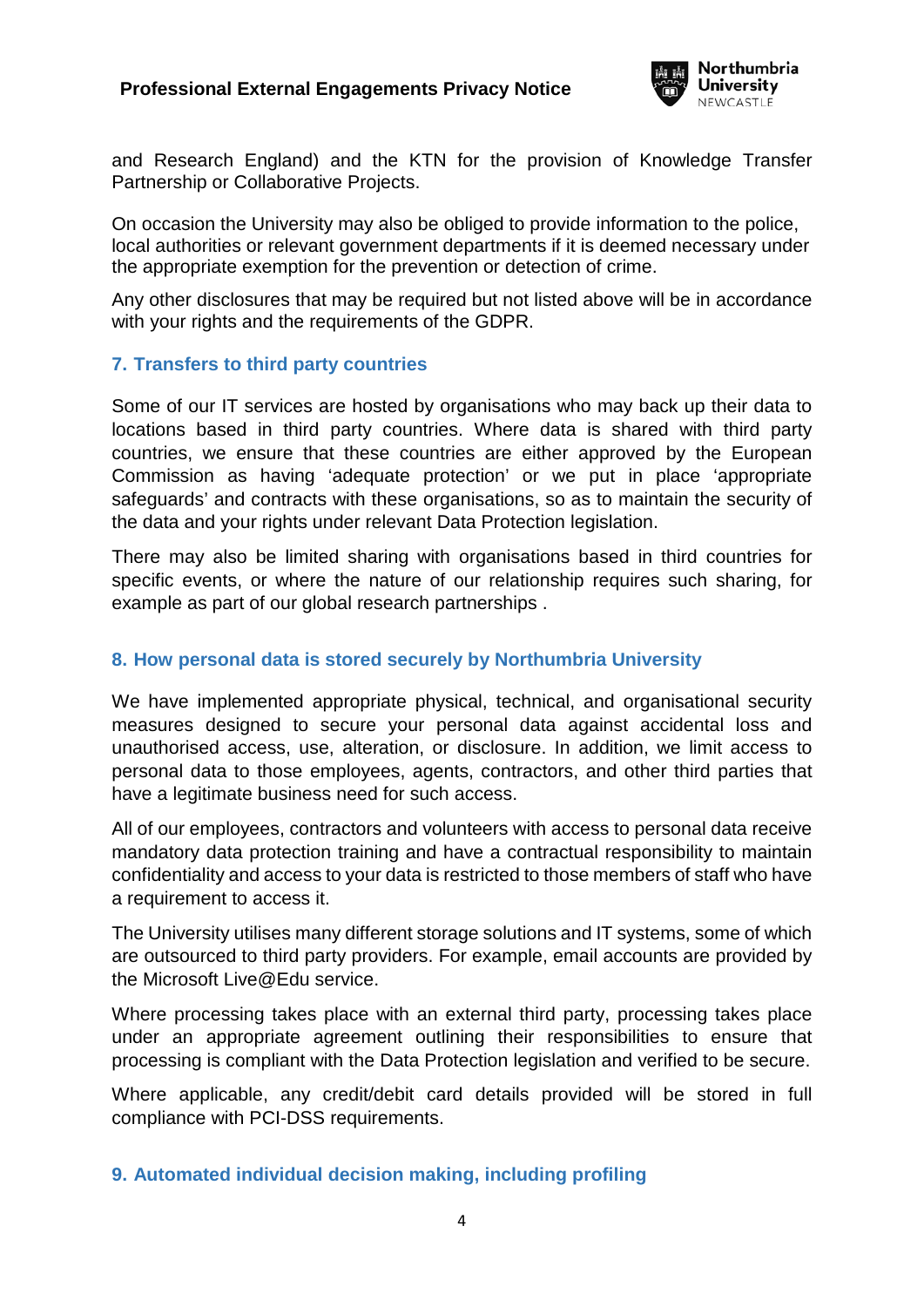and Research England) and the KTN for the provision of Knowledge Transfer Partnership or Collaborative Projects.

On occasion the University may also be obliged to provide information to the police, local authorities or relevant government departments if it is deemed necessary under the appropriate exemption for the prevention or detection of crime.

Any other disclosures that may be required but not listed above will be in accordance with your rights and the requirements of the GDPR.

## 7. Transfers to third party countries

Some of our IT services are hosted by organisations who may back up their data to locations based in third party countries. Where data is shared with third party countries, we ensure that these countries are either approved by the European Commission as having 'adequate protection' or we put in place 'appropriate safeguards' and contracts with these organisations, so as to maintain the security of the data and your rights under relevant Data Protection legislation.

There may also be limited sharing with organisations based in third countries for specific events, or where the nature of our relationship requires such sharing, for example as part of our global research partnerships .

## 8. How personal data is stored securely by Northumbria University

We have implemented appropriate physical, technical, and organisational security measures designed to secure your personal data against accidental loss and unauthorised access, use, alteration, or disclosure. In addition, we limit access to personal data to those employees, agents, contractors, and other third parties that have a legitimate business need for such access.

All of our employees, contractors and volunteers with access to personal data receive mandatory data protection training and have a contractual responsibility to maintain confidentiality and access to your data is restricted to those members of staff who have a requirement to access it.

The University utilises many different storage solutions and IT systems, some of which are outsourced to third party providers. For example, email accounts are provided by the Microsoft Live@Edu service.

Where processing takes place with an external third party, processing takes place under an appropriate agreement outlining their responsibilities to ensure that processing is compliant with the Data Protection legislation and verified to be secure.

Where applicable, any credit/debit card details provided will be stored in full compliance with PCI-DSS requirements.

## 9. Automated individual decision making, including profiling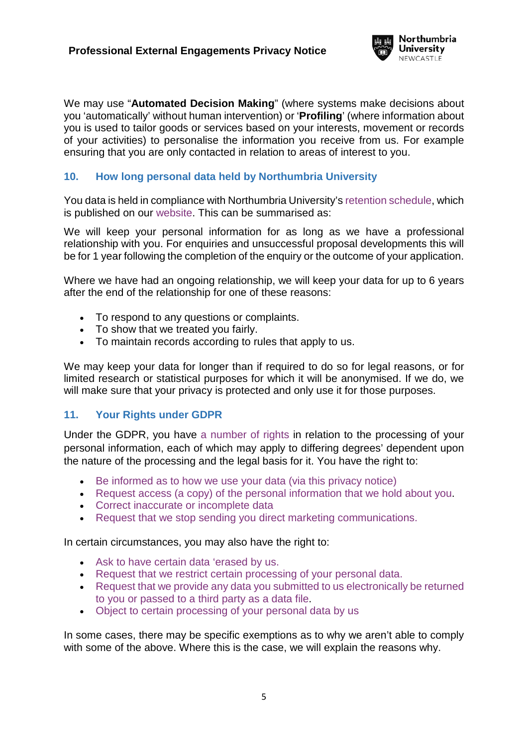We may use "**Automated Decision Making**" (where systems make decisions about you 'automatically' without human intervention) or '**Profiling**' (where information about you is used to tailor goods or services based on your interests, movement or records of your activities) to personalise the information you receive from us. For example ensuring that you are only contacted in relation to areas of interest to you.

## 10. How long personal data held by Northumbria University

You data is held in compliance with Northumbria University's retention schedule, which is published on our website. This can be summarised as:

We will keep your personal information for as long as we have a professional relationship with you. For enquiries and unsuccessful proposal developments this will be for 1 year following the completion of the enquiry or the outcome of your application.

Where we have had an ongoing relationship, we will keep your data for up to 6 years after the end of the relationship for one of these reasons:

- To respond to any questions or complaints.
- To show that we treated you fairly.
- To maintain records according to rules that apply to us.

We may keep your data for longer than if required to do so for legal reasons, or for limited research or statistical purposes for which it will be anonymised. If we do, we will make sure that your privacy is protected and only use it for those purposes.

## 11. Your Rights under GDPR

Under the GDPR, you have a number of rights in relation to the processing of your personal information, each of which may apply to differing degrees' dependent upon the nature of the processing and the legal basis for it. You have the right to:

- Be informed as to how we use your data (via this privacy notice)
- Request access (a copy) of the personal information that we hold about you.
- Correct inaccurate or incomplete data
- Request that we stop sending you direct marketing communications.

In certain circumstances, you may also have the right to:

- Ask to have certain data 'erased by us.
- Request that we restrict certain processing of your personal data.
- Request that we provide any data you submitted to us electronically be returned to you or passed to a third party as a data file.
- Object to certain processing of your personal data by us

In some cases, there may be specific exemptions as to why we aren't able to comply with some of the above. Where this is the case, we will explain the reasons why.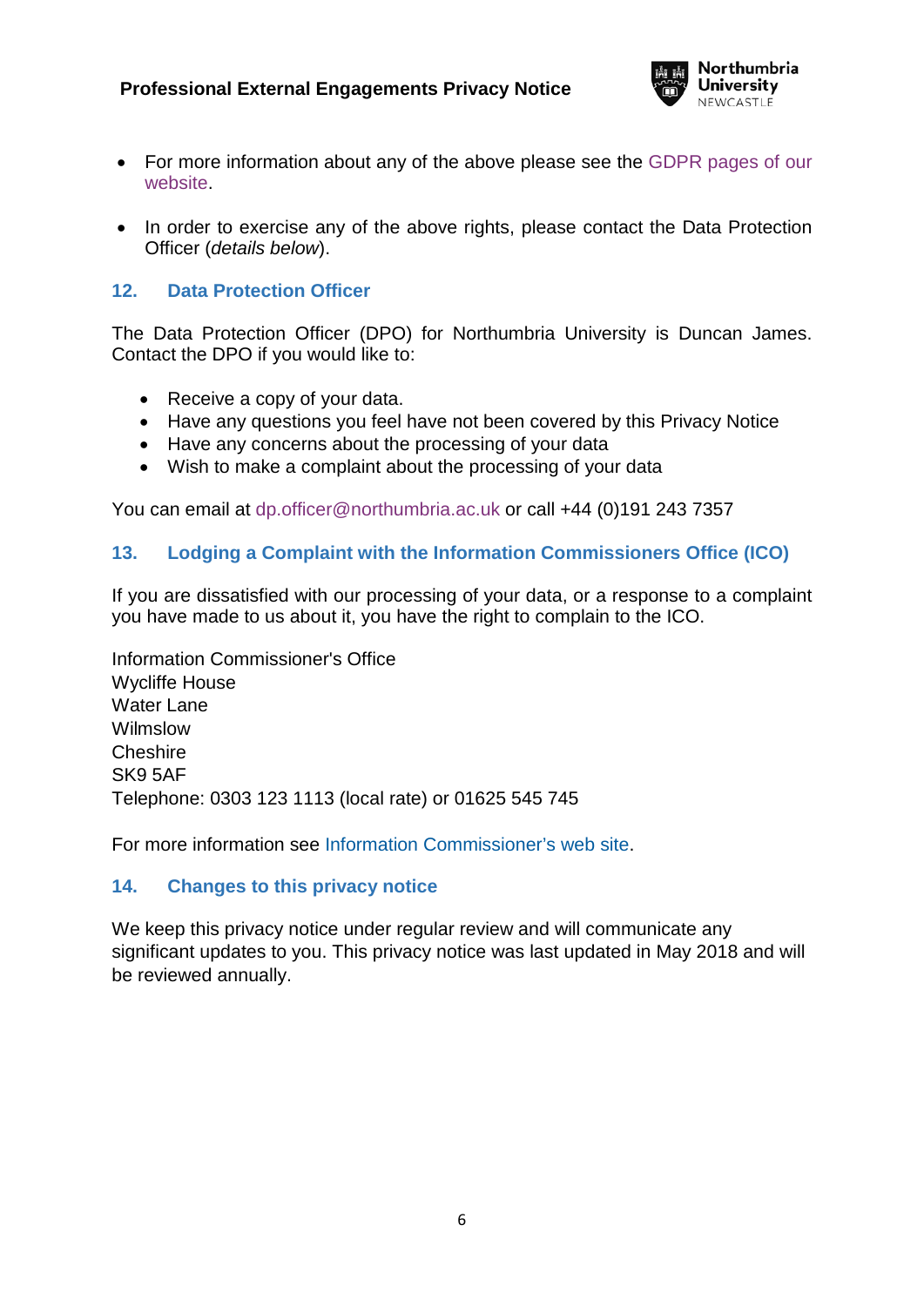- For more information about any of the above please see the GDPR pages of our website.

- In order to exercise any of the above rights, please contact the Data Protection Officer (*details below*).

## 12. Data Protection Officer

The Data Protection Officer (DPO) for Northumbria University is Duncan James. Contact the DPO if you would like to:

- Receive a copy of your data.
- Have any questions you feel have not been covered by this Privacy Notice
- Have any concerns about the processing of your data
- Wish to make a complaint about the processing of your data

You can email at dp.officer@northumbria.ac.uk or call +44 (0)191 243 7357

## 13. Lodging a Complaint with the Information Commissioners Office (ICO)

If you are dissatisfied with our processing of your data, or a response to a complaint you have made to us about it, you have the right to complain to the ICO.

Information Commissioner's Office
Wycliffe House
Water Lane
Wilmslow
Cheshire
SK9 5AF
Telephone: 0303 123 1113 (local rate) or 01625 545 745

For more information see Information Commissioner's web site.

## 14. Changes to this privacy notice

We keep this privacy notice under regular review and will communicate any significant updates to you. This privacy notice was last updated in May 2018 and will be reviewed annually.